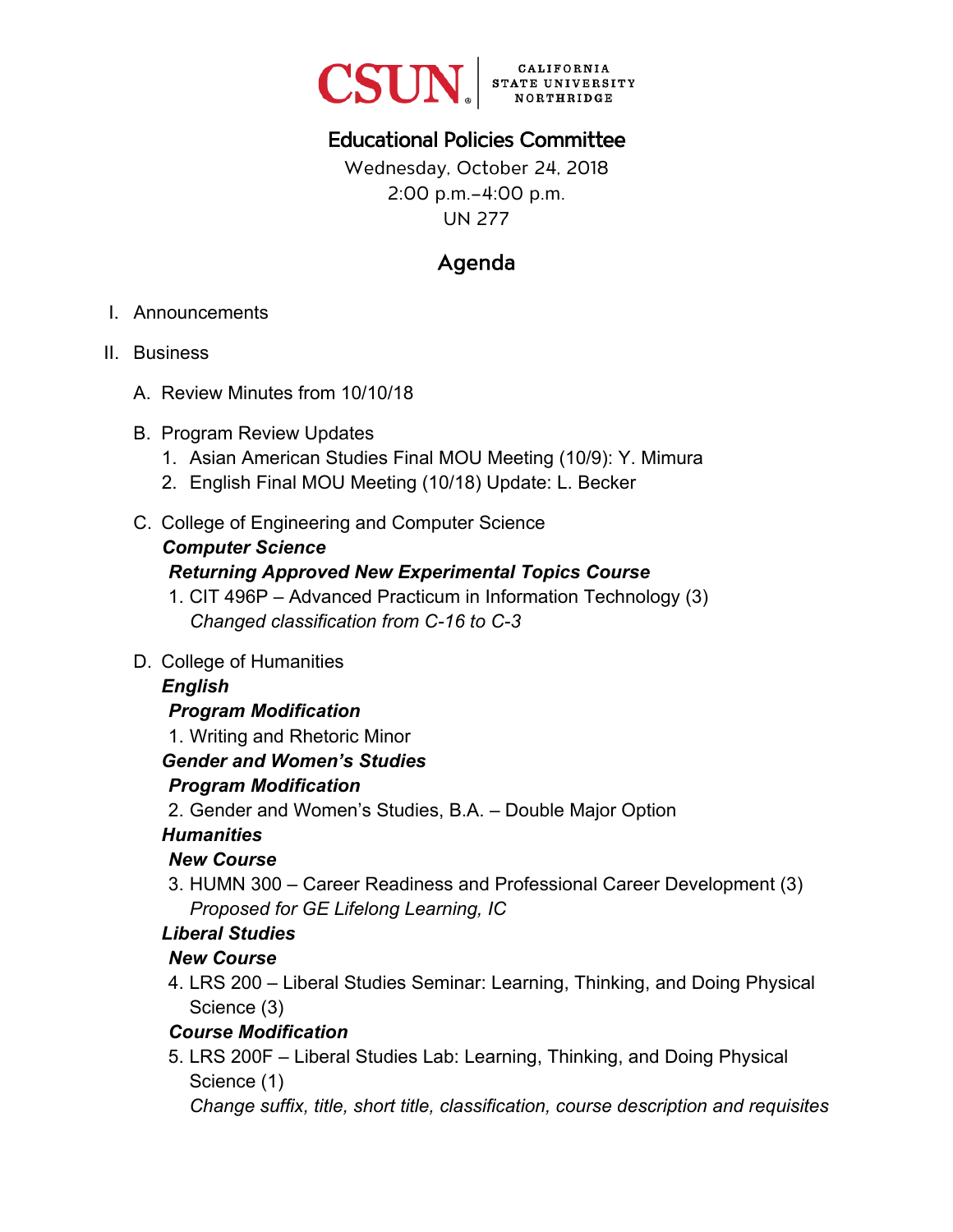CSUN CALIFORNIA STATE UNIVERSITY NORTHRIDGE

# Educational Policies Committee

Wednesday, October 24, 2018
2:00 p.m.–4:00 p.m.
UN 277

## Agenda

I. Announcements

II. Business

A. Review Minutes from 10/10/18

B. Program Review Updates
1. Asian American Studies Final MOU Meeting (10/9): Y. Mimura
2. English Final MOU Meeting (10/18) Update: L. Becker

C. College of Engineering and Computer Science

***Computer Science***

***Returning Approved New Experimental Topics Course***

1. CIT 496P – Advanced Practicum in Information Technology (3)
*Changed classification from C-16 to C-3*

D. College of Humanities

***English***

***Program Modification***

1. Writing and Rhetoric Minor

***Gender and Women's Studies***

***Program Modification***

2. Gender and Women's Studies, B.A. – Double Major Option

***Humanities***

***New Course***

3. HUMN 300 – Career Readiness and Professional Career Development (3)
*Proposed for GE Lifelong Learning, IC*

***Liberal Studies***

***New Course***

4. LRS 200 – Liberal Studies Seminar: Learning, Thinking, and Doing Physical Science (3)

***Course Modification***

5. LRS 200F – Liberal Studies Lab: Learning, Thinking, and Doing Physical Science (1)
*Change suffix, title, short title, classification, course description and requisites*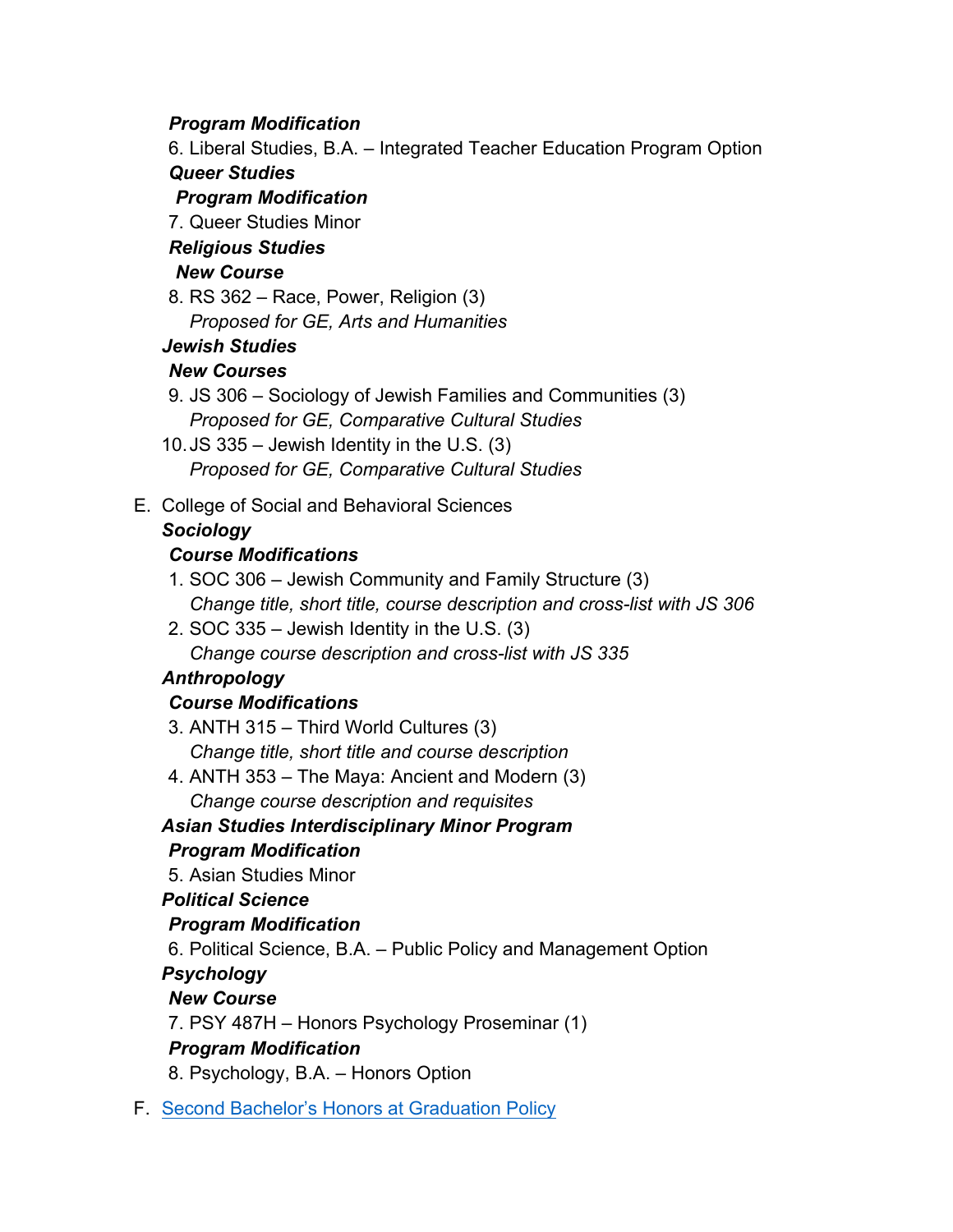***Program Modification***

6. Liberal Studies, B.A. – Integrated Teacher Education Program Option

***Queer Studies***

***Program Modification***

7. Queer Studies Minor

***Religious Studies***

***New Course***

8. RS 362 – Race, Power, Religion (3)
   *Proposed for GE, Arts and Humanities*

***Jewish Studies***

***New Courses***

9. JS 306 – Sociology of Jewish Families and Communities (3)
   *Proposed for GE, Comparative Cultural Studies*
10. JS 335 – Jewish Identity in the U.S. (3)
    *Proposed for GE, Comparative Cultural Studies*

E. College of Social and Behavioral Sciences

***Sociology***

***Course Modifications***

1. SOC 306 – Jewish Community and Family Structure (3)
   *Change title, short title, course description and cross-list with JS 306*
2. SOC 335 – Jewish Identity in the U.S. (3)
   *Change course description and cross-list with JS 335*

***Anthropology***

***Course Modifications***

3. ANTH 315 – Third World Cultures (3)
   *Change title, short title and course description*
4. ANTH 353 – The Maya: Ancient and Modern (3)
   *Change course description and requisites*

***Asian Studies Interdisciplinary Minor Program***

***Program Modification***

5. Asian Studies Minor

***Political Science***

***Program Modification***

6. Political Science, B.A. – Public Policy and Management Option

***Psychology***

***New Course***

7. PSY 487H – Honors Psychology Proseminar (1)

***Program Modification***

8. Psychology, B.A. – Honors Option

F. Second Bachelor's Honors at Graduation Policy